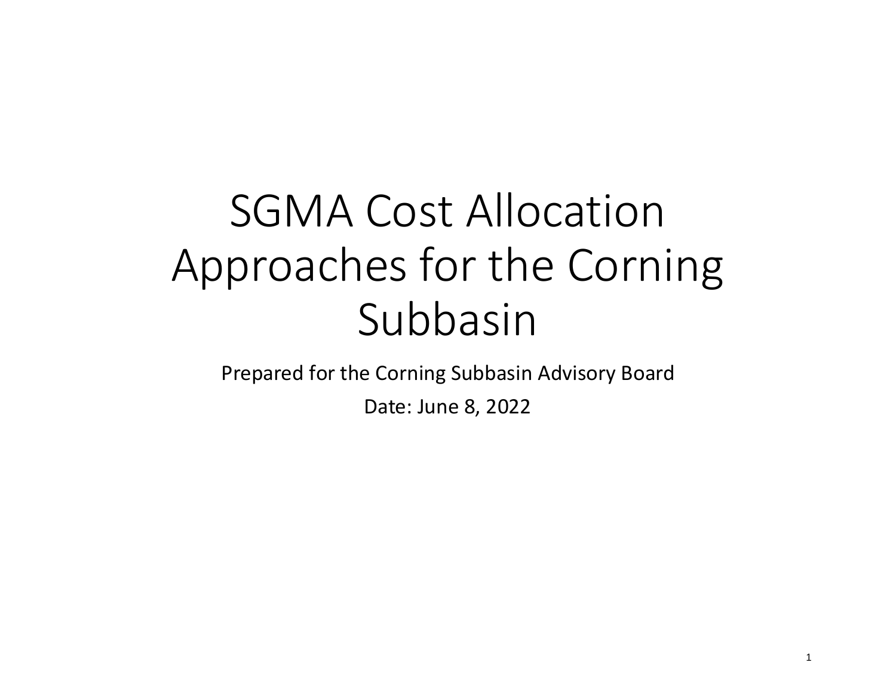# SGMA Cost Allocation Approaches for the Corning Subbasin

Prepared for the Corning Subbasin Advisory Board

Date: June 8, 2022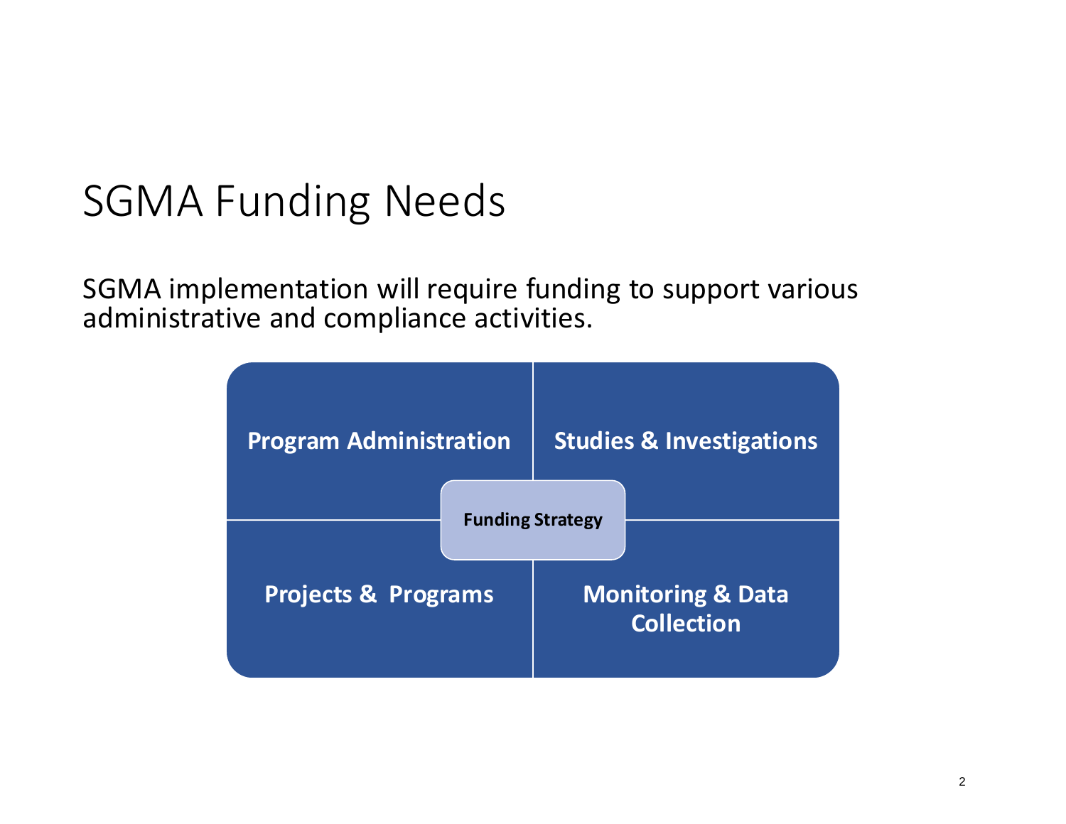# SGMA Funding Needs

SGMA implementation will require funding to support various administrative and compliance activities.

- **Program Administration**
- **Studies & Investigations**
- **Funding Strategy**
- **Projects & Programs**
- **Monitoring & Data Collection**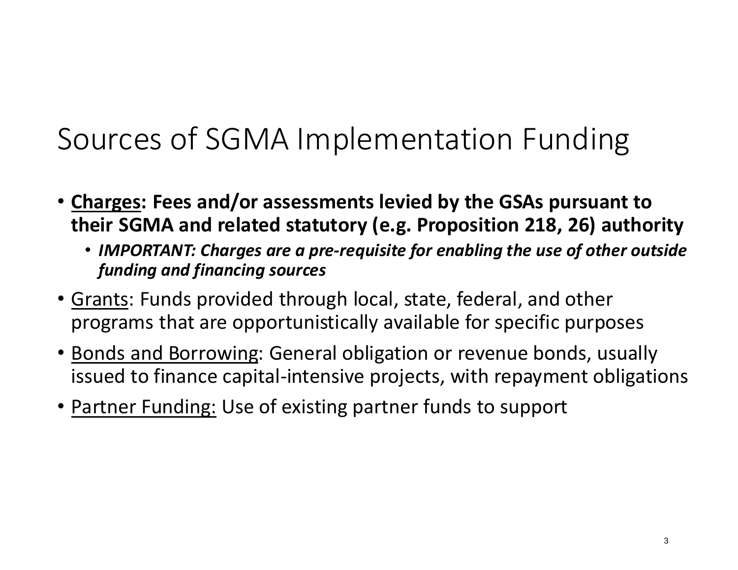# Sources of SGMA Implementation Funding

- **Charges: Fees and/or assessments levied by the GSAs pursuant to their SGMA and related statutory (e.g. Proposition 218, 26) authority**
  - ***IMPORTANT: Charges are a pre-requisite for enabling the use of other outside funding and financing sources***
- Grants: Funds provided through local, state, federal, and other programs that are opportunistically available for specific purposes
- Bonds and Borrowing: General obligation or revenue bonds, usually issued to finance capital-intensive projects, with repayment obligations
- Partner Funding: Use of existing partner funds to support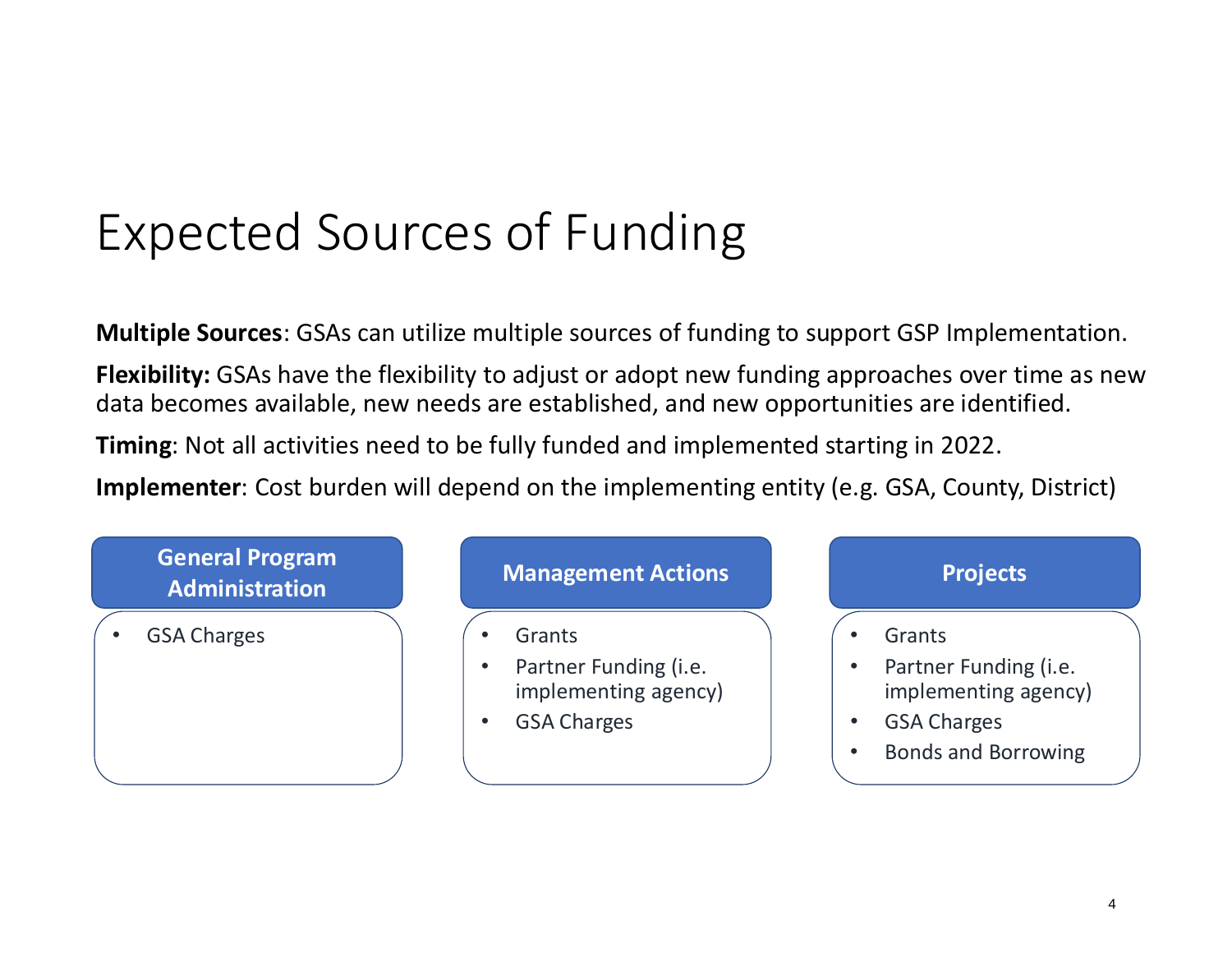# Expected Sources of Funding

**Multiple Sources**: GSAs can utilize multiple sources of funding to support GSP Implementation.

**Flexibility:** GSAs have the flexibility to adjust or adopt new funding approaches over time as new data becomes available, new needs are established, and new opportunities are identified.

**Timing**: Not all activities need to be fully funded and implemented starting in 2022.

**Implementer**: Cost burden will depend on the implementing entity (e.g. GSA, County, District)

### General Program Administration

- GSA Charges

### Management Actions

- Grants
- Partner Funding (i.e. implementing agency)
- GSA Charges

### Projects

- Grants
- Partner Funding (i.e. implementing agency)
- GSA Charges
- Bonds and Borrowing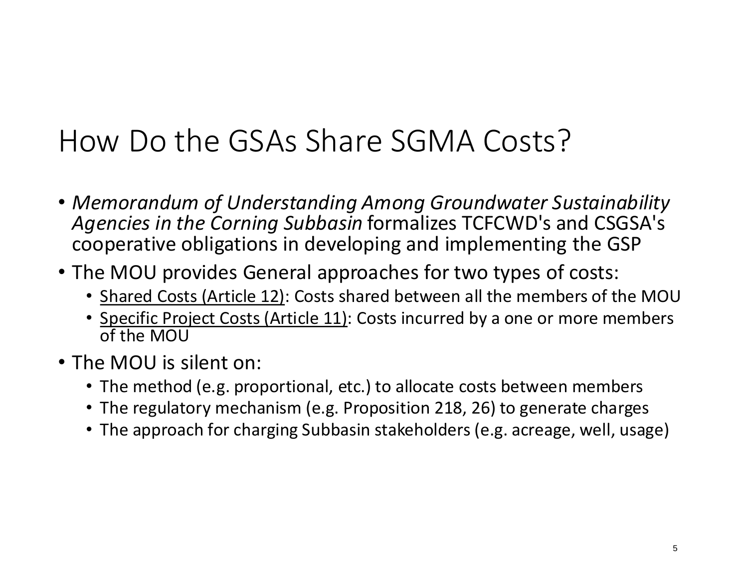# How Do the GSAs Share SGMA Costs?

- *Memorandum of Understanding Among Groundwater Sustainability Agencies in the Corning Subbasin* formalizes TCFCWD's and CSGSA's cooperative obligations in developing and implementing the GSP
- The MOU provides General approaches for two types of costs:
  - <u>Shared Costs (Article 12)</u>: Costs shared between all the members of the MOU
  - <u>Specific Project Costs (Article 11)</u>: Costs incurred by a one or more members of the MOU
- The MOU is silent on:
  - The method (e.g. proportional, etc.) to allocate costs between members
  - The regulatory mechanism (e.g. Proposition 218, 26) to generate charges
  - The approach for charging Subbasin stakeholders (e.g. acreage, well, usage)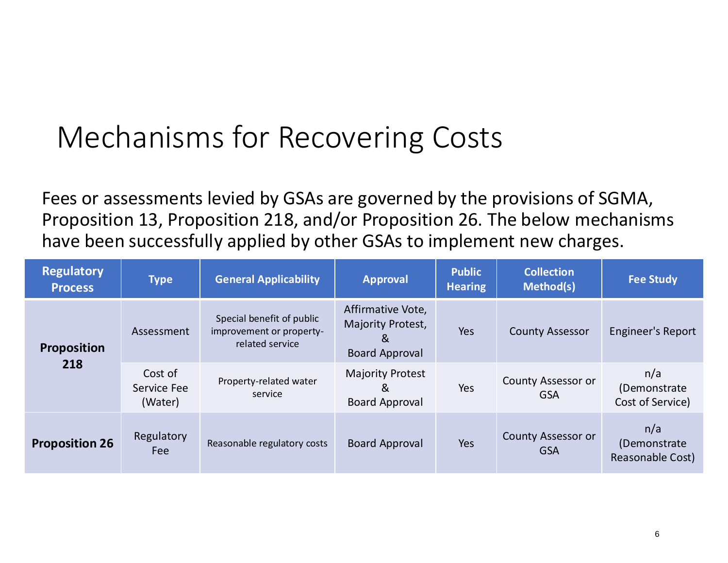# Mechanisms for Recovering Costs

Fees or assessments levied by GSAs are governed by the provisions of SGMA, Proposition 13, Proposition 218, and/or Proposition 26. The below mechanisms have been successfully applied by other GSAs to implement new charges.

| Regulatory Process | Type | General Applicability | Approval | Public Hearing | Collection Method(s) | Fee Study |
|---|---|---|---|---|---|---|
| **Proposition 218** | Assessment | Special benefit of public improvement or property-related service | Affirmative Vote, Majority Protest, & Board Approval | Yes | County Assessor | Engineer's Report |
| | Cost of Service Fee (Water) | Property-related water service | Majority Protest & Board Approval | Yes | County Assessor or GSA | n/a (Demonstrate Cost of Service) |
| **Proposition 26** | Regulatory Fee | Reasonable regulatory costs | Board Approval | Yes | County Assessor or GSA | n/a (Demonstrate Reasonable Cost) |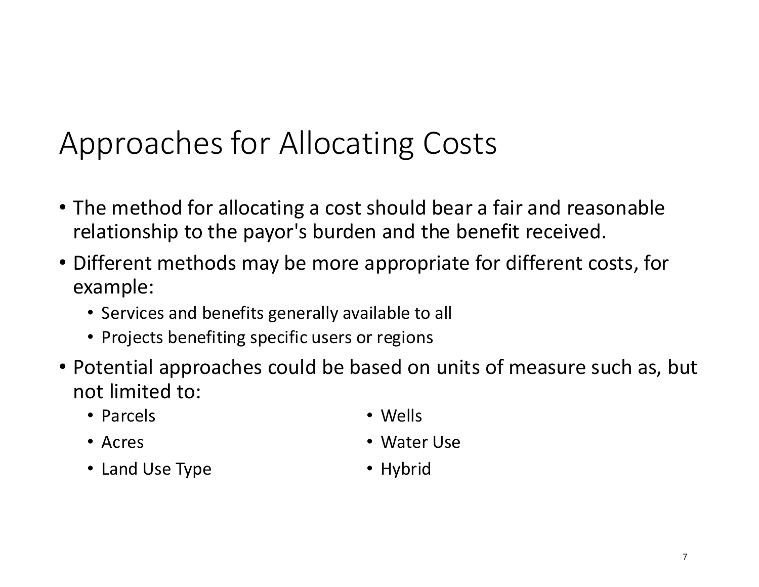# Approaches for Allocating Costs

- The method for allocating a cost should bear a fair and reasonable relationship to the payor's burden and the benefit received.
- Different methods may be more appropriate for different costs, for example:
  - Services and benefits generally available to all
  - Projects benefiting specific users or regions
- Potential approaches could be based on units of measure such as, but not limited to:
  - Parcels
  - Acres
  - Land Use Type
  - Wells
  - Water Use
  - Hybrid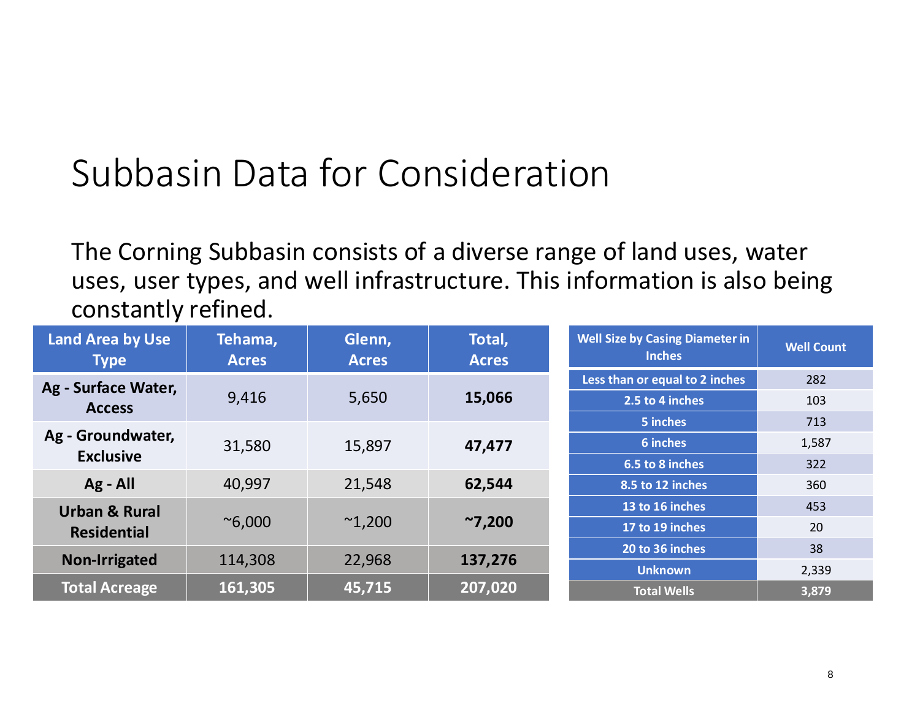# Subbasin Data for Consideration

The Corning Subbasin consists of a diverse range of land uses, water uses, user types, and well infrastructure. This information is also being constantly refined.

| Land Area by Use Type | Tehama, Acres | Glenn, Acres | Total, Acres |
|---|---|---|---|
| **Ag - Surface Water, Access** | 9,416 | 5,650 | **15,066** |
| **Ag - Groundwater, Exclusive** | 31,580 | 15,897 | **47,477** |
| **Ag - All** | 40,997 | 21,548 | **62,544** |
| **Urban & Rural Residential** | ~6,000 | ~1,200 | **~7,200** |
| **Non-Irrigated** | 114,308 | 22,968 | **137,276** |
| **Total Acreage** | **161,305** | **45,715** | **207,020** |

| Well Size by Casing Diameter in Inches | Well Count |
|---|---|
| Less than or equal to 2 inches | 282 |
| 2.5 to 4 inches | 103 |
| 5 inches | 713 |
| 6 inches | 1,587 |
| 6.5 to 8 inches | 322 |
| 8.5 to 12 inches | 360 |
| 13 to 16 inches | 453 |
| 17 to 19 inches | 20 |
| 20 to 36 inches | 38 |
| Unknown | 2,339 |
| **Total Wells** | **3,879** |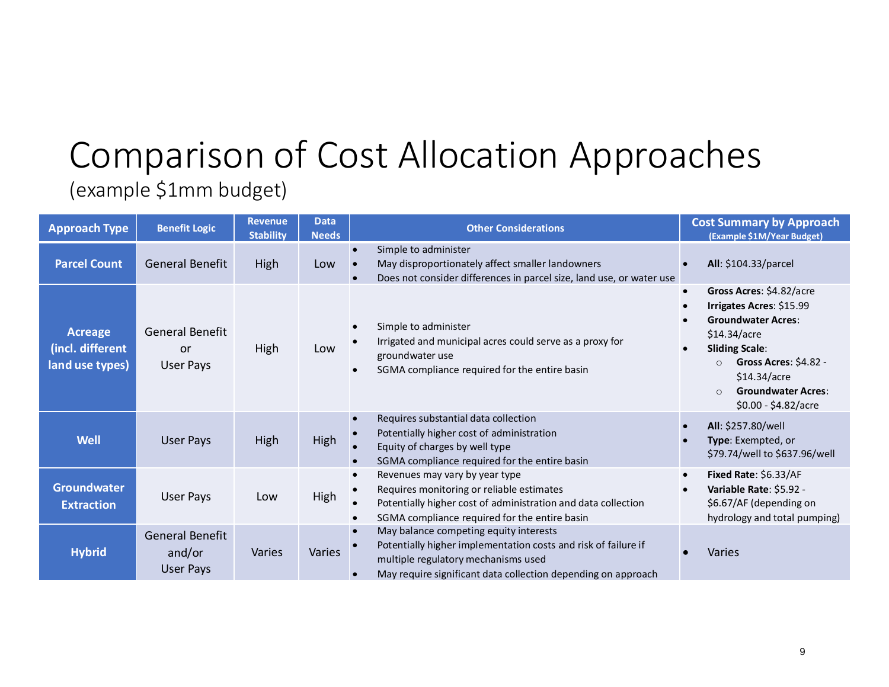# Comparison of Cost Allocation Approaches

(example $1mm budget)

| Approach Type | Benefit Logic | Revenue Stability | Data Needs | Other Considerations | Cost Summary by Approach (Example $1M/Year Budget) |
|---|---|---|---|---|---|
| **Parcel Count** | General Benefit | High | Low | • Simple to administer<br>• May disproportionately affect smaller landowners<br>• Does not consider differences in parcel size, land use, or water use | • **All**: $104.33/parcel |
| **Acreage (incl. different land use types)** | General Benefit or User Pays | High | Low | • Simple to administer<br>• Irrigated and municipal acres could serve as a proxy for groundwater use<br>• SGMA compliance required for the entire basin | • **Gross Acres**: $4.82/acre<br>• **Irrigates Acres**: $15.99<br>• **Groundwater Acres**: $14.34/acre<br>• **Sliding Scale**:<br>  ○ **Gross Acres**: $4.82 - $14.34/acre<br>  ○ **Groundwater Acres**: $0.00 - $4.82/acre |
| **Well** | User Pays | High | High | • Requires substantial data collection<br>• Potentially higher cost of administration<br>• Equity of charges by well type<br>• SGMA compliance required for the entire basin | • **All**: $257.80/well<br>• **Type**: Exempted, or $79.74/well to $637.96/well |
| **Groundwater Extraction** | User Pays | Low | High | • Revenues may vary by year type<br>• Requires monitoring or reliable estimates<br>• Potentially higher cost of administration and data collection<br>• SGMA compliance required for the entire basin | • **Fixed Rate**: $6.33/AF<br>• **Variable Rate**: $5.92 - $6.67/AF (depending on hydrology and total pumping) |
| **Hybrid** | General Benefit and/or User Pays | Varies | Varies | • May balance competing equity interests<br>• Potentially higher implementation costs and risk of failure if multiple regulatory mechanisms used<br>• May require significant data collection depending on approach | • Varies |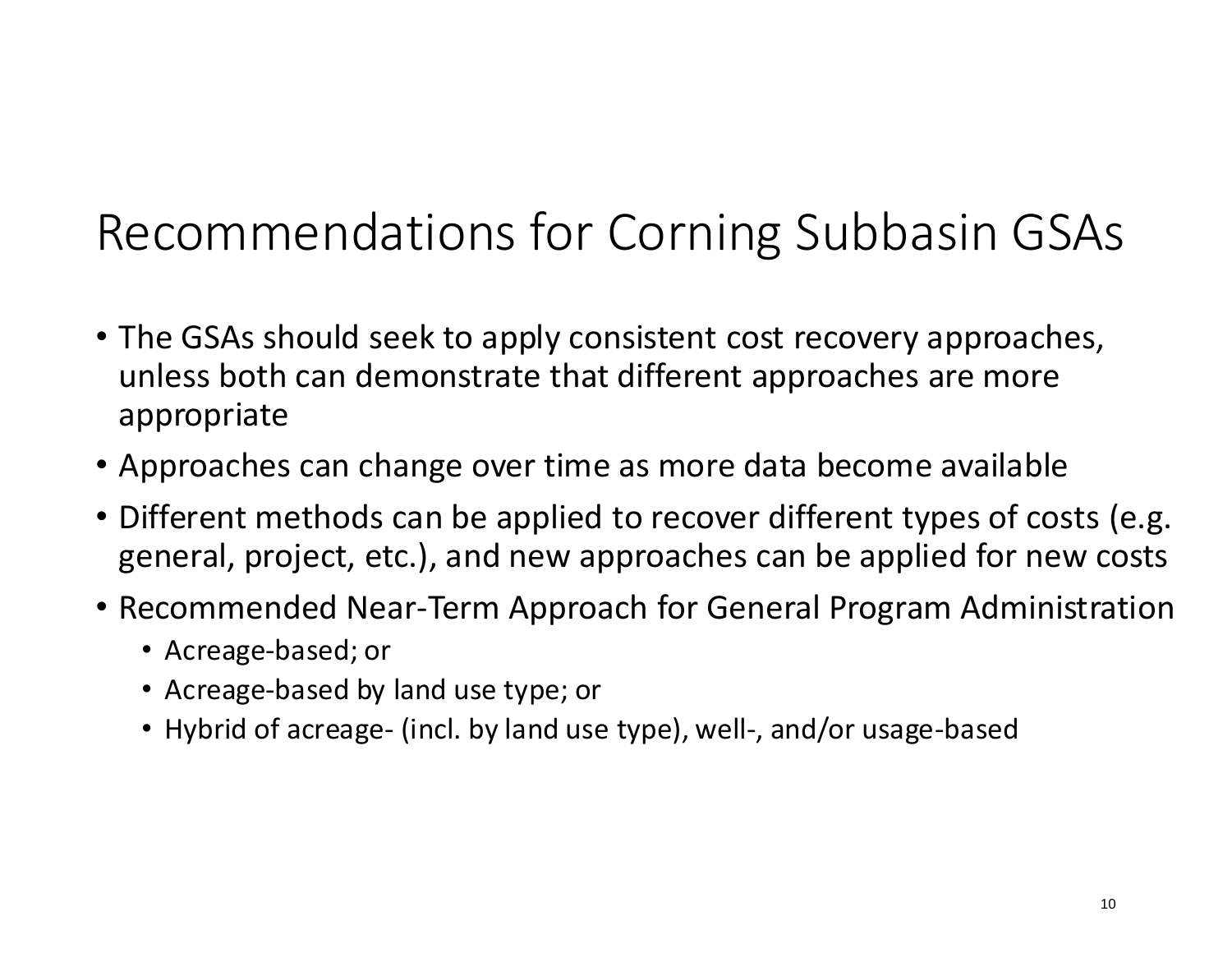# Recommendations for Corning Subbasin GSAs

- The GSAs should seek to apply consistent cost recovery approaches, unless both can demonstrate that different approaches are more appropriate
- Approaches can change over time as more data become available
- Different methods can be applied to recover different types of costs (e.g. general, project, etc.), and new approaches can be applied for new costs
- Recommended Near-Term Approach for General Program Administration
  - Acreage-based; or
  - Acreage-based by land use type; or
  - Hybrid of acreage- (incl. by land use type), well-, and/or usage-based